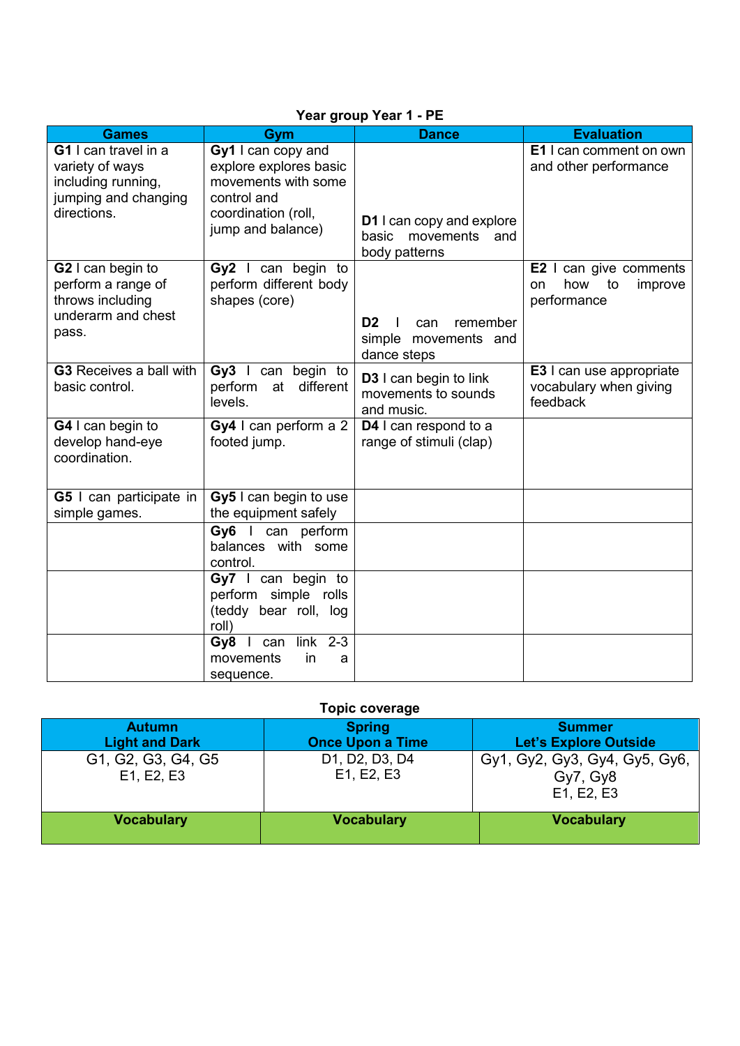### Year group Year 1 - PE

| Games | Gym | Dance | Evaluation |
|---|---|---|---|
| **G1** I can travel in a variety of ways including running, jumping and changing directions. | **Gy1** I can copy and explore explores basic movements with some control and coordination (roll, jump and balance) | **D1** I can copy and explore basic movements and body patterns | **E1** I can comment on own and other performance |
| **G2** I can begin to perform a range of throws including underarm and chest pass. | **Gy2** I can begin to perform different body shapes (core) | **D2** I can remember simple movements and dance steps | **E2** I can give comments on how to improve performance |
| **G3** Receives a ball with basic control. | **Gy3** I can begin to perform at different levels. | **D3** I can begin to link movements to sounds and music. | **E3** I can use appropriate vocabulary when giving feedback |
| **G4** I can begin to develop hand-eye coordination. | **Gy4** I can perform a 2 footed jump. | **D4** I can respond to a range of stimuli (clap) | |
| **G5** I can participate in simple games. | **Gy5** I can begin to use the equipment safely | | |
| | **Gy6** I can perform balances with some control. | | |
| | **Gy7** I can begin to perform simple rolls (teddy bear roll, log roll) | | |
| | **Gy8** I can link 2-3 movements in a sequence. | | |

### Topic coverage

| Autumn<br>Light and Dark | Spring<br>Once Upon a Time | Summer<br>Let's Explore Outside |
|---|---|---|
| G1, G2, G3, G4, G5<br>E1, E2, E3 | D1, D2, D3, D4<br>E1, E2, E3 | Gy1, Gy2, Gy3, Gy4, Gy5, Gy6, Gy7, Gy8<br>E1, E2, E3 |
| **Vocabulary** | **Vocabulary** | **Vocabulary** |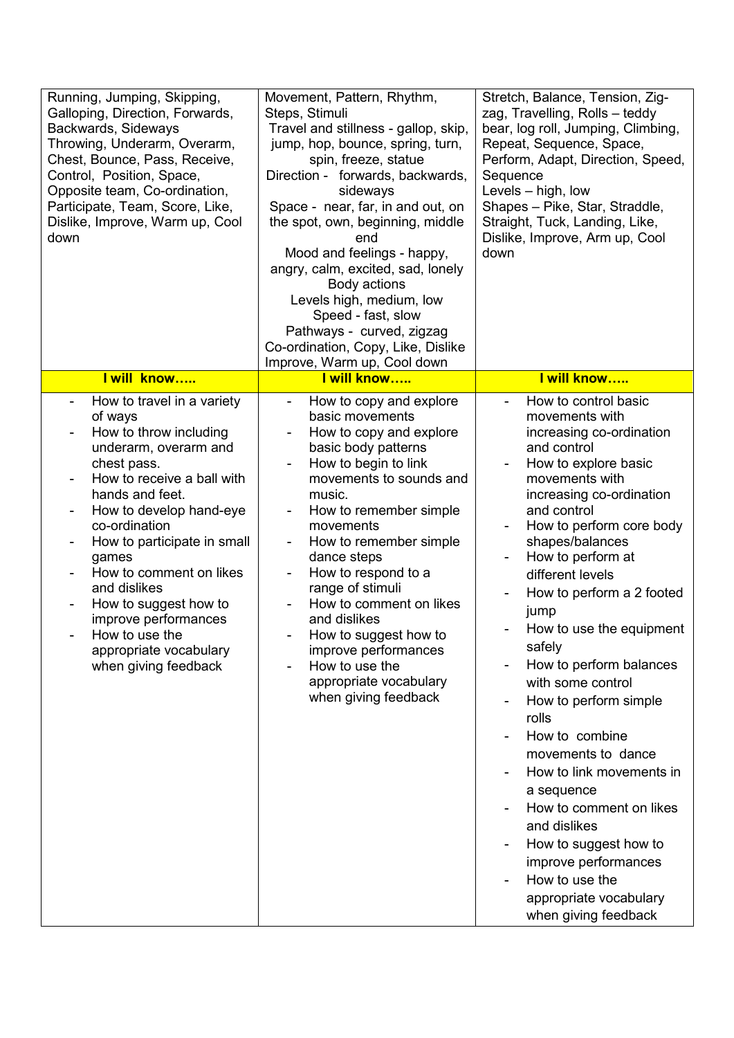| | | |
|---|---|---|
| Running, Jumping, Skipping, Galloping, Direction, Forwards, Backwards, Sideways Throwing, Underarm, Overarm, Chest, Bounce, Pass, Receive, Control, Position, Space, Opposite team, Co-ordination, Participate, Team, Score, Like, Dislike, Improve, Warm up, Cool down | Movement, Pattern, Rhythm, Steps, Stimuli<br>Travel and stillness - gallop, skip, jump, hop, bounce, spring, turn, spin, freeze, statue<br>Direction - forwards, backwards, sideways<br>Space - near, far, in and out, on the spot, own, beginning, middle end<br>Mood and feelings - happy, angry, calm, excited, sad, lonely<br>Body actions<br>Levels high, medium, low<br>Speed - fast, slow<br>Pathways - curved, zigzag<br>Co-ordination, Copy, Like, Dislike Improve, Warm up, Cool down | Stretch, Balance, Tension, Zig-zag, Travelling, Rolls – teddy bear, log roll, Jumping, Climbing, Repeat, Sequence, Space, Perform, Adapt, Direction, Speed, Sequence<br>Levels – high, low<br>Shapes – Pike, Star, Straddle, Straight, Tuck, Landing, Like, Dislike, Improve, Arm up, Cool down |
| **I will know…..** | **I will know…..** | **I will know…..** |
| - How to travel in a variety of ways<br>- How to throw including underarm, overarm and chest pass.<br>- How to receive a ball with hands and feet.<br>- How to develop hand-eye co-ordination<br>- How to participate in small games<br>- How to comment on likes and dislikes<br>- How to suggest how to improve performances<br>- How to use the appropriate vocabulary when giving feedback | - How to copy and explore basic movements<br>- How to copy and explore basic body patterns<br>- How to begin to link movements to sounds and music.<br>- How to remember simple movements<br>- How to remember simple dance steps<br>- How to respond to a range of stimuli<br>- How to comment on likes and dislikes<br>- How to suggest how to improve performances<br>- How to use the appropriate vocabulary when giving feedback | - How to control basic movements with increasing co-ordination and control<br>- How to explore basic movements with increasing co-ordination and control<br>- How to perform core body shapes/balances<br>- How to perform at different levels<br>- How to perform a 2 footed jump<br>- How to use the equipment safely<br>- How to perform balances with some control<br>- How to perform simple rolls<br>- How to combine movements to dance<br>- How to link movements in a sequence<br>- How to comment on likes and dislikes<br>- How to suggest how to improve performances<br>- How to use the appropriate vocabulary when giving feedback |